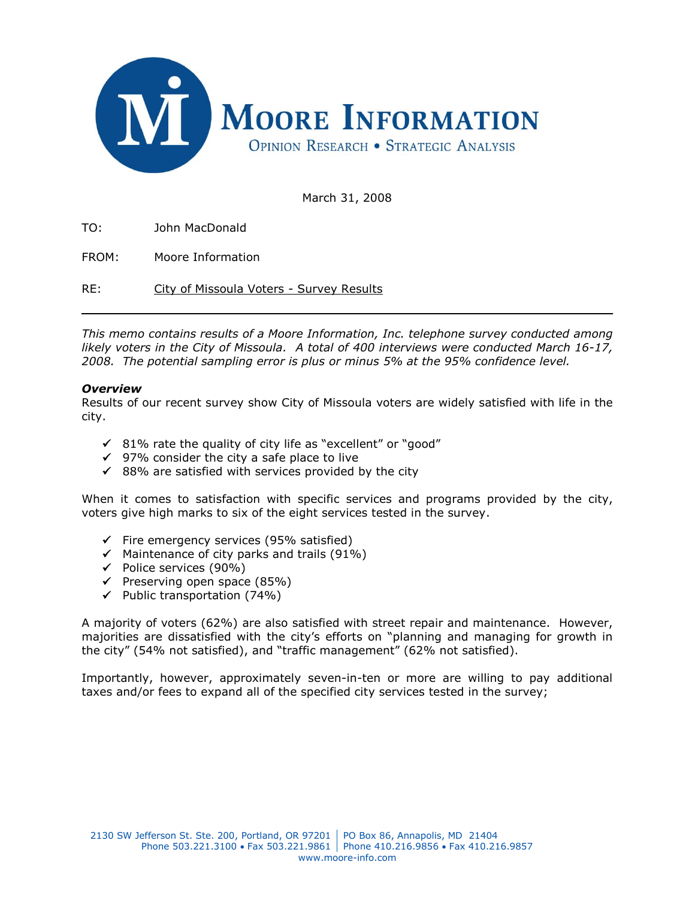# MOORE INFORMATION

OPINION RESEARCH • STRATEGIC ANALYSIS

March 31, 2008

TO: John MacDonald

FROM: Moore Information

RE: City of Missoula Voters - Survey Results

---

*This memo contains results of a Moore Information, Inc. telephone survey conducted among likely voters in the City of Missoula. A total of 400 interviews were conducted March 16-17, 2008. The potential sampling error is plus or minus 5% at the 95% confidence level.*

***Overview***

Results of our recent survey show City of Missoula voters are widely satisfied with life in the city.

- ✓ 81% rate the quality of city life as "excellent" or "good"
- ✓ 97% consider the city a safe place to live
- ✓ 88% are satisfied with services provided by the city

When it comes to satisfaction with specific services and programs provided by the city, voters give high marks to six of the eight services tested in the survey.

- ✓ Fire emergency services (95% satisfied)
- ✓ Maintenance of city parks and trails (91%)
- ✓ Police services (90%)
- ✓ Preserving open space (85%)
- ✓ Public transportation (74%)

A majority of voters (62%) are also satisfied with street repair and maintenance. However, majorities are dissatisfied with the city's efforts on "planning and managing for growth in the city" (54% not satisfied), and "traffic management" (62% not satisfied).

Importantly, however, approximately seven-in-ten or more are willing to pay additional taxes and/or fees to expand all of the specified city services tested in the survey;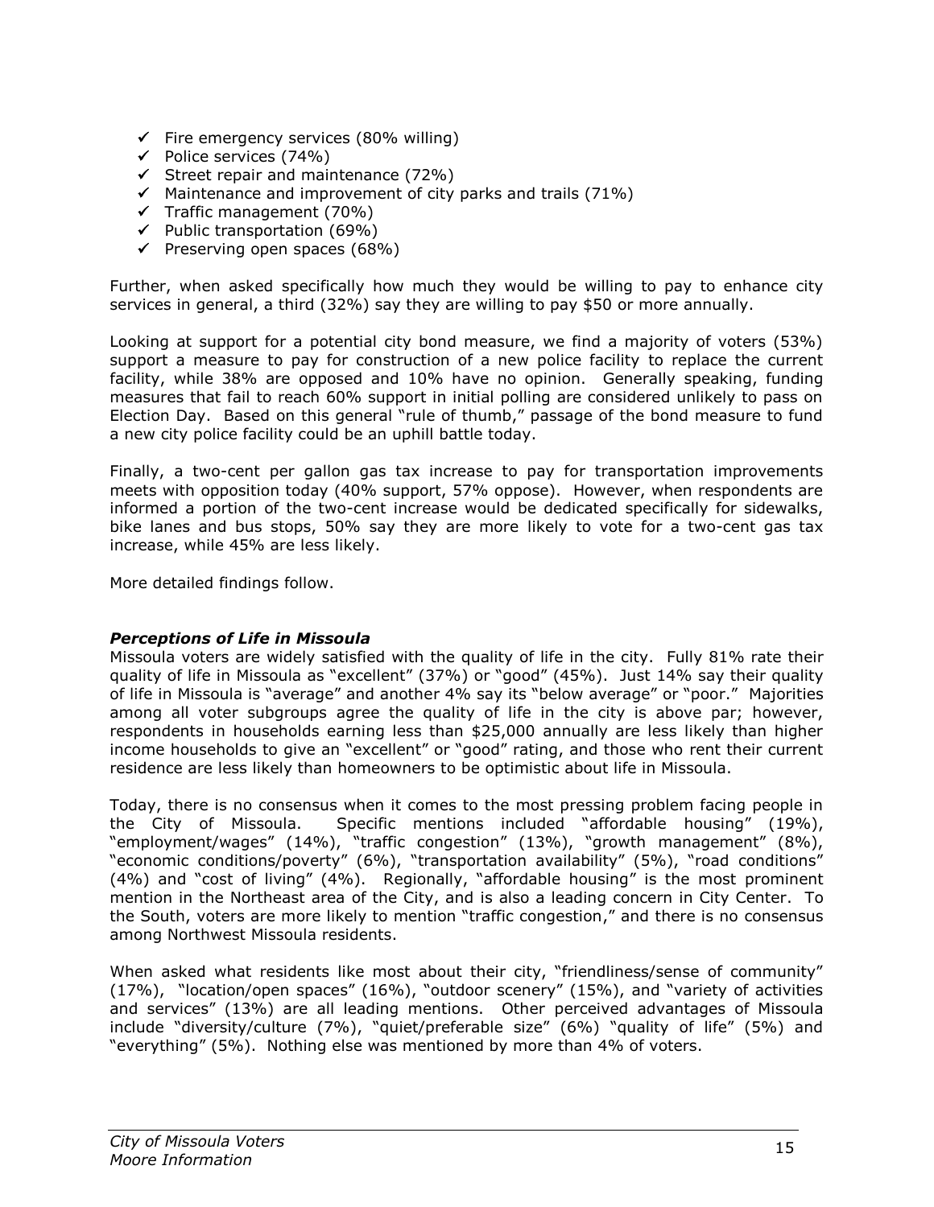- ✓ Fire emergency services (80% willing)
- ✓ Police services (74%)
- ✓ Street repair and maintenance (72%)
- ✓ Maintenance and improvement of city parks and trails (71%)
- ✓ Traffic management (70%)
- ✓ Public transportation (69%)
- ✓ Preserving open spaces (68%)

Further, when asked specifically how much they would be willing to pay to enhance city services in general, a third (32%) say they are willing to pay $50 or more annually.

Looking at support for a potential city bond measure, we find a majority of voters (53%) support a measure to pay for construction of a new police facility to replace the current facility, while 38% are opposed and 10% have no opinion. Generally speaking, funding measures that fail to reach 60% support in initial polling are considered unlikely to pass on Election Day. Based on this general "rule of thumb," passage of the bond measure to fund a new city police facility could be an uphill battle today.

Finally, a two-cent per gallon gas tax increase to pay for transportation improvements meets with opposition today (40% support, 57% oppose). However, when respondents are informed a portion of the two-cent increase would be dedicated specifically for sidewalks, bike lanes and bus stops, 50% say they are more likely to vote for a two-cent gas tax increase, while 45% are less likely.

More detailed findings follow.

### *Perceptions of Life in Missoula*

Missoula voters are widely satisfied with the quality of life in the city. Fully 81% rate their quality of life in Missoula as "excellent" (37%) or "good" (45%). Just 14% say their quality of life in Missoula is "average" and another 4% say its "below average" or "poor." Majorities among all voter subgroups agree the quality of life in the city is above par; however, respondents in households earning less than $25,000 annually are less likely than higher income households to give an "excellent" or "good" rating, and those who rent their current residence are less likely than homeowners to be optimistic about life in Missoula.

Today, there is no consensus when it comes to the most pressing problem facing people in the City of Missoula. Specific mentions included "affordable housing" (19%), "employment/wages" (14%), "traffic congestion" (13%), "growth management" (8%), "economic conditions/poverty" (6%), "transportation availability" (5%), "road conditions" (4%) and "cost of living" (4%). Regionally, "affordable housing" is the most prominent mention in the Northeast area of the City, and is also a leading concern in City Center. To the South, voters are more likely to mention "traffic congestion," and there is no consensus among Northwest Missoula residents.

When asked what residents like most about their city, "friendliness/sense of community" (17%), "location/open spaces" (16%), "outdoor scenery" (15%), and "variety of activities and services" (13%) are all leading mentions. Other perceived advantages of Missoula include "diversity/culture (7%), "quiet/preferable size" (6%) "quality of life" (5%) and "everything" (5%). Nothing else was mentioned by more than 4% of voters.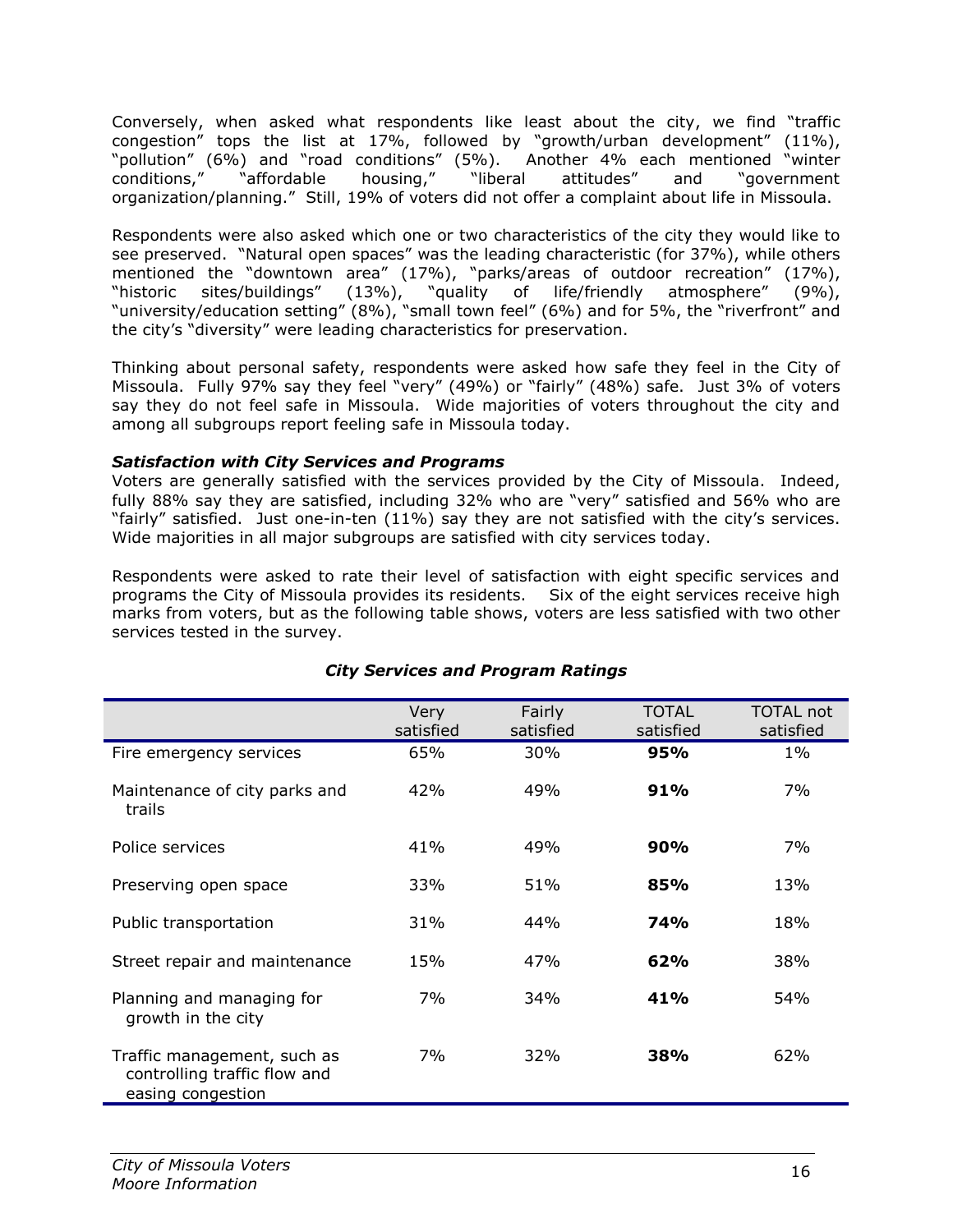Conversely, when asked what respondents like least about the city, we find "traffic congestion" tops the list at 17%, followed by "growth/urban development" (11%), "pollution" (6%) and "road conditions" (5%). Another 4% each mentioned "winter conditions," "affordable housing," "liberal attitudes" and "government organization/planning." Still, 19% of voters did not offer a complaint about life in Missoula.

Respondents were also asked which one or two characteristics of the city they would like to see preserved. "Natural open spaces" was the leading characteristic (for 37%), while others mentioned the "downtown area" (17%), "parks/areas of outdoor recreation" (17%), "historic sites/buildings" (13%), "quality of life/friendly atmosphere" (9%), "university/education setting" (8%), "small town feel" (6%) and for 5%, the "riverfront" and the city's "diversity" were leading characteristics for preservation.

Thinking about personal safety, respondents were asked how safe they feel in the City of Missoula. Fully 97% say they feel "very" (49%) or "fairly" (48%) safe. Just 3% of voters say they do not feel safe in Missoula. Wide majorities of voters throughout the city and among all subgroups report feeling safe in Missoula today.

***Satisfaction with City Services and Programs***

Voters are generally satisfied with the services provided by the City of Missoula. Indeed, fully 88% say they are satisfied, including 32% who are "very" satisfied and 56% who are "fairly" satisfied. Just one-in-ten (11%) say they are not satisfied with the city's services. Wide majorities in all major subgroups are satisfied with city services today.

Respondents were asked to rate their level of satisfaction with eight specific services and programs the City of Missoula provides its residents. Six of the eight services receive high marks from voters, but as the following table shows, voters are less satisfied with two other services tested in the survey.

*City Services and Program Ratings*

| | Very satisfied | Fairly satisfied | TOTAL satisfied | TOTAL not satisfied |
|---|---|---|---|---|
| Fire emergency services | 65% | 30% | **95%** | 1% |
| Maintenance of city parks and trails | 42% | 49% | **91%** | 7% |
| Police services | 41% | 49% | **90%** | 7% |
| Preserving open space | 33% | 51% | **85%** | 13% |
| Public transportation | 31% | 44% | **74%** | 18% |
| Street repair and maintenance | 15% | 47% | **62%** | 38% |
| Planning and managing for growth in the city | 7% | 34% | **41%** | 54% |
| Traffic management, such as controlling traffic flow and easing congestion | 7% | 32% | **38%** | 62% |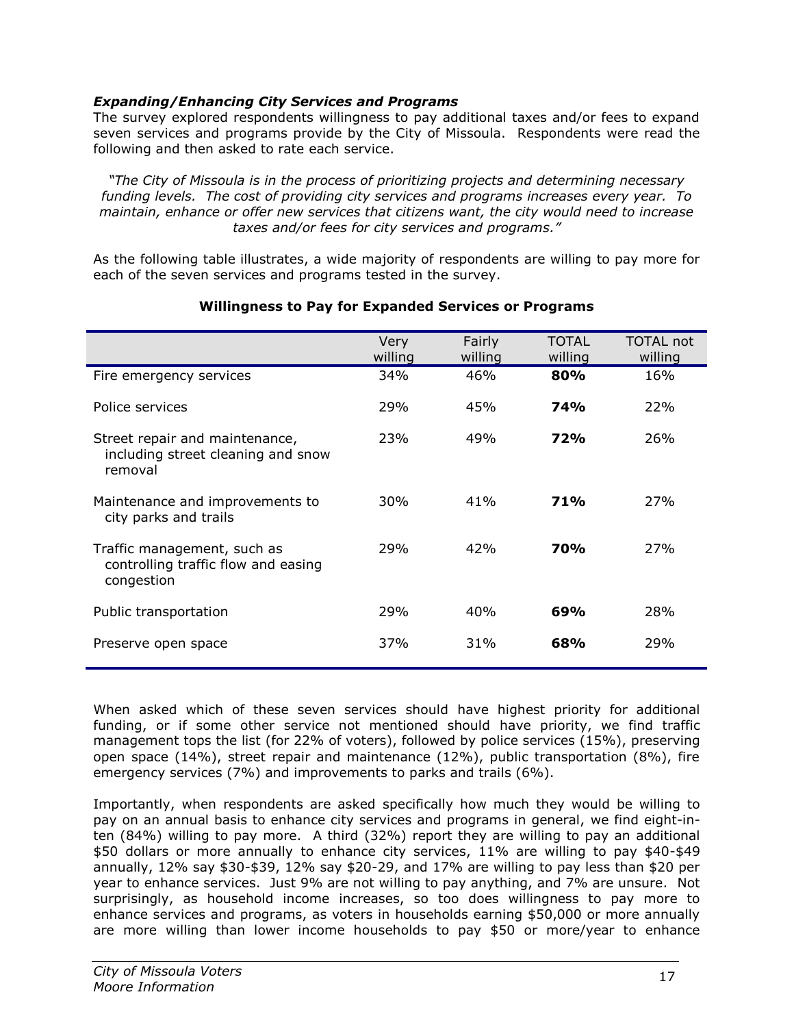### *Expanding/Enhancing City Services and Programs*

The survey explored respondents willingness to pay additional taxes and/or fees to expand seven services and programs provide by the City of Missoula. Respondents were read the following and then asked to rate each service.

*"The City of Missoula is in the process of prioritizing projects and determining necessary funding levels. The cost of providing city services and programs increases every year. To maintain, enhance or offer new services that citizens want, the city would need to increase taxes and/or fees for city services and programs."*

As the following table illustrates, a wide majority of respondents are willing to pay more for each of the seven services and programs tested in the survey.

**Willingness to Pay for Expanded Services or Programs**

| | Very willing | Fairly willing | TOTAL willing | TOTAL not willing |
|---|---|---|---|---|
| Fire emergency services | 34% | 46% | **80%** | 16% |
| Police services | 29% | 45% | **74%** | 22% |
| Street repair and maintenance, including street cleaning and snow removal | 23% | 49% | **72%** | 26% |
| Maintenance and improvements to city parks and trails | 30% | 41% | **71%** | 27% |
| Traffic management, such as controlling traffic flow and easing congestion | 29% | 42% | **70%** | 27% |
| Public transportation | 29% | 40% | **69%** | 28% |
| Preserve open space | 37% | 31% | **68%** | 29% |

When asked which of these seven services should have highest priority for additional funding, or if some other service not mentioned should have priority, we find traffic management tops the list (for 22% of voters), followed by police services (15%), preserving open space (14%), street repair and maintenance (12%), public transportation (8%), fire emergency services (7%) and improvements to parks and trails (6%).

Importantly, when respondents are asked specifically how much they would be willing to pay on an annual basis to enhance city services and programs in general, we find eight-in-ten (84%) willing to pay more. A third (32%) report they are willing to pay an additional $50 dollars or more annually to enhance city services, 11% are willing to pay $40-$49 annually, 12% say $30-$39, 12% say $20-29, and 17% are willing to pay less than $20 per year to enhance services. Just 9% are not willing to pay anything, and 7% are unsure. Not surprisingly, as household income increases, so too does willingness to pay more to enhance services and programs, as voters in households earning $50,000 or more annually are more willing than lower income households to pay $50 or more/year to enhance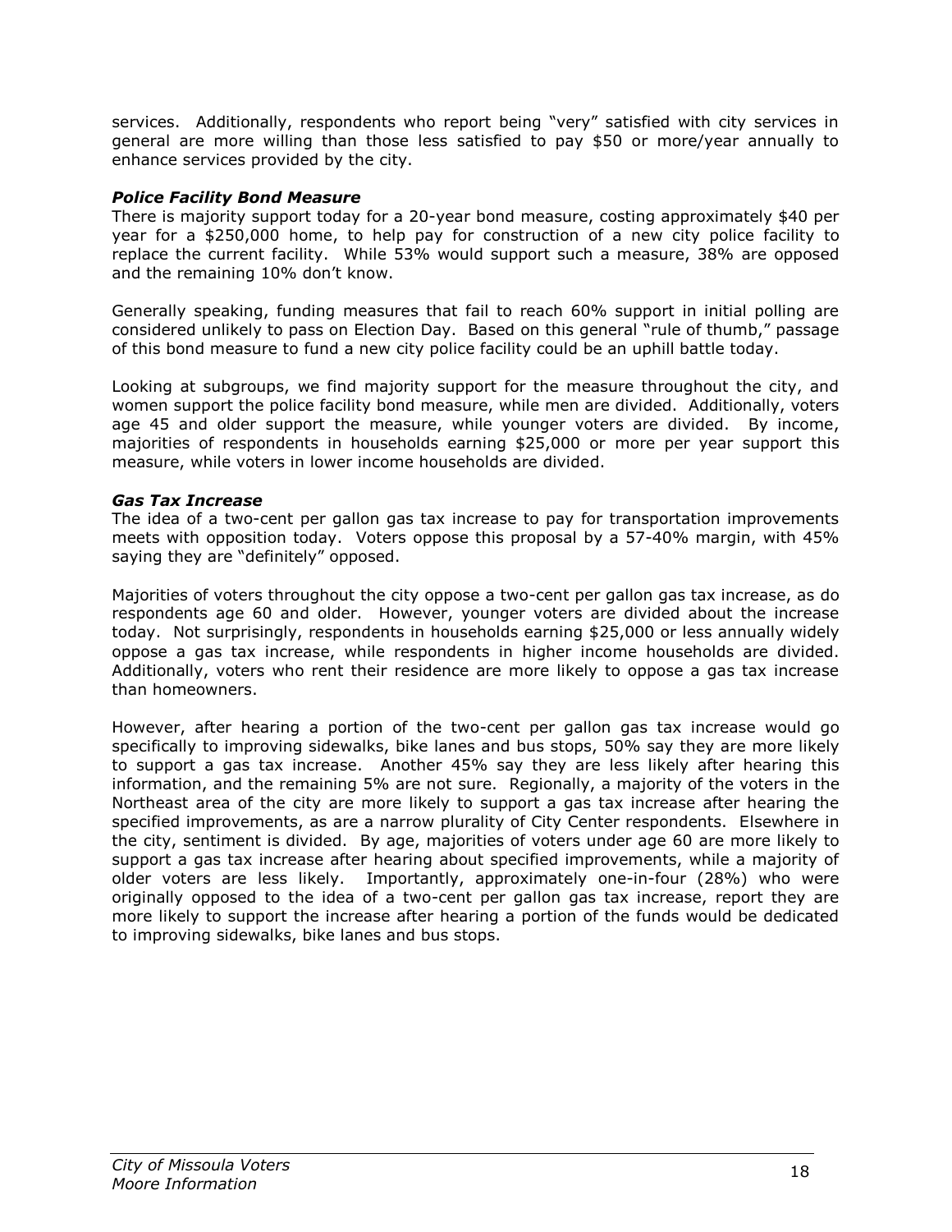services. Additionally, respondents who report being "very" satisfied with city services in general are more willing than those less satisfied to pay $50 or more/year annually to enhance services provided by the city.

### *Police Facility Bond Measure*

There is majority support today for a 20-year bond measure, costing approximately $40 per year for a $250,000 home, to help pay for construction of a new city police facility to replace the current facility. While 53% would support such a measure, 38% are opposed and the remaining 10% don't know.

Generally speaking, funding measures that fail to reach 60% support in initial polling are considered unlikely to pass on Election Day. Based on this general "rule of thumb," passage of this bond measure to fund a new city police facility could be an uphill battle today.

Looking at subgroups, we find majority support for the measure throughout the city, and women support the police facility bond measure, while men are divided. Additionally, voters age 45 and older support the measure, while younger voters are divided. By income, majorities of respondents in households earning $25,000 or more per year support this measure, while voters in lower income households are divided.

### *Gas Tax Increase*

The idea of a two-cent per gallon gas tax increase to pay for transportation improvements meets with opposition today. Voters oppose this proposal by a 57-40% margin, with 45% saying they are "definitely" opposed.

Majorities of voters throughout the city oppose a two-cent per gallon gas tax increase, as do respondents age 60 and older. However, younger voters are divided about the increase today. Not surprisingly, respondents in households earning $25,000 or less annually widely oppose a gas tax increase, while respondents in higher income households are divided. Additionally, voters who rent their residence are more likely to oppose a gas tax increase than homeowners.

However, after hearing a portion of the two-cent per gallon gas tax increase would go specifically to improving sidewalks, bike lanes and bus stops, 50% say they are more likely to support a gas tax increase. Another 45% say they are less likely after hearing this information, and the remaining 5% are not sure. Regionally, a majority of the voters in the Northeast area of the city are more likely to support a gas tax increase after hearing the specified improvements, as are a narrow plurality of City Center respondents. Elsewhere in the city, sentiment is divided. By age, majorities of voters under age 60 are more likely to support a gas tax increase after hearing about specified improvements, while a majority of older voters are less likely. Importantly, approximately one-in-four (28%) who were originally opposed to the idea of a two-cent per gallon gas tax increase, report they are more likely to support the increase after hearing a portion of the funds would be dedicated to improving sidewalks, bike lanes and bus stops.